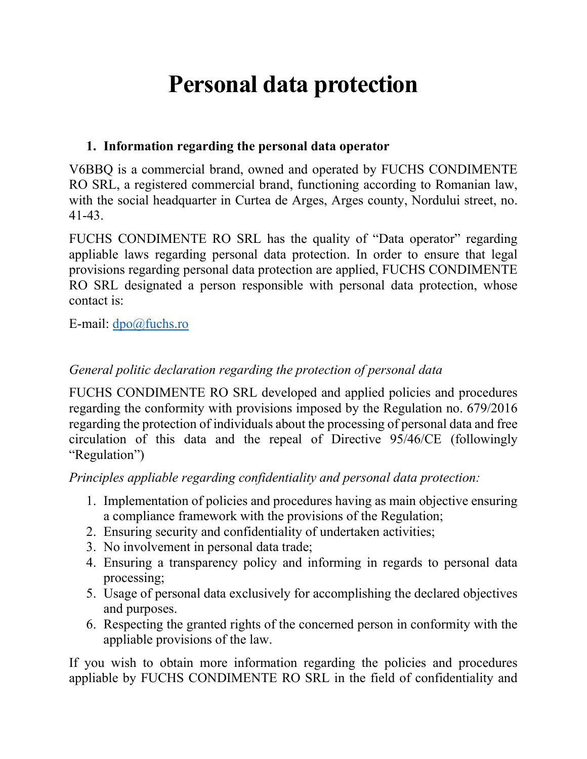# Personal data protection

1. **Information regarding the personal data operator**

V6BBQ is a commercial brand, owned and operated by FUCHS CONDIMENTE RO SRL, a registered commercial brand, functioning according to Romanian law, with the social headquarter in Curtea de Arges, Arges county, Nordului street, no. 41-43.

FUCHS CONDIMENTE RO SRL has the quality of "Data operator" regarding appliable laws regarding personal data protection. In order to ensure that legal provisions regarding personal data protection are applied, FUCHS CONDIMENTE RO SRL designated a person responsible with personal data protection, whose contact is:

E-mail: dpo@fuchs.ro

*General politic declaration regarding the protection of personal data*

FUCHS CONDIMENTE RO SRL developed and applied policies and procedures regarding the conformity with provisions imposed by the Regulation no. 679/2016 regarding the protection of individuals about the processing of personal data and free circulation of this data and the repeal of Directive 95/46/CE (followingly "Regulation")

*Principles appliable regarding confidentiality and personal data protection:*

1. Implementation of policies and procedures having as main objective ensuring a compliance framework with the provisions of the Regulation;
2. Ensuring security and confidentiality of undertaken activities;
3. No involvement in personal data trade;
4. Ensuring a transparency policy and informing in regards to personal data processing;
5. Usage of personal data exclusively for accomplishing the declared objectives and purposes.
6. Respecting the granted rights of the concerned person in conformity with the appliable provisions of the law.

If you wish to obtain more information regarding the policies and procedures appliable by FUCHS CONDIMENTE RO SRL in the field of confidentiality and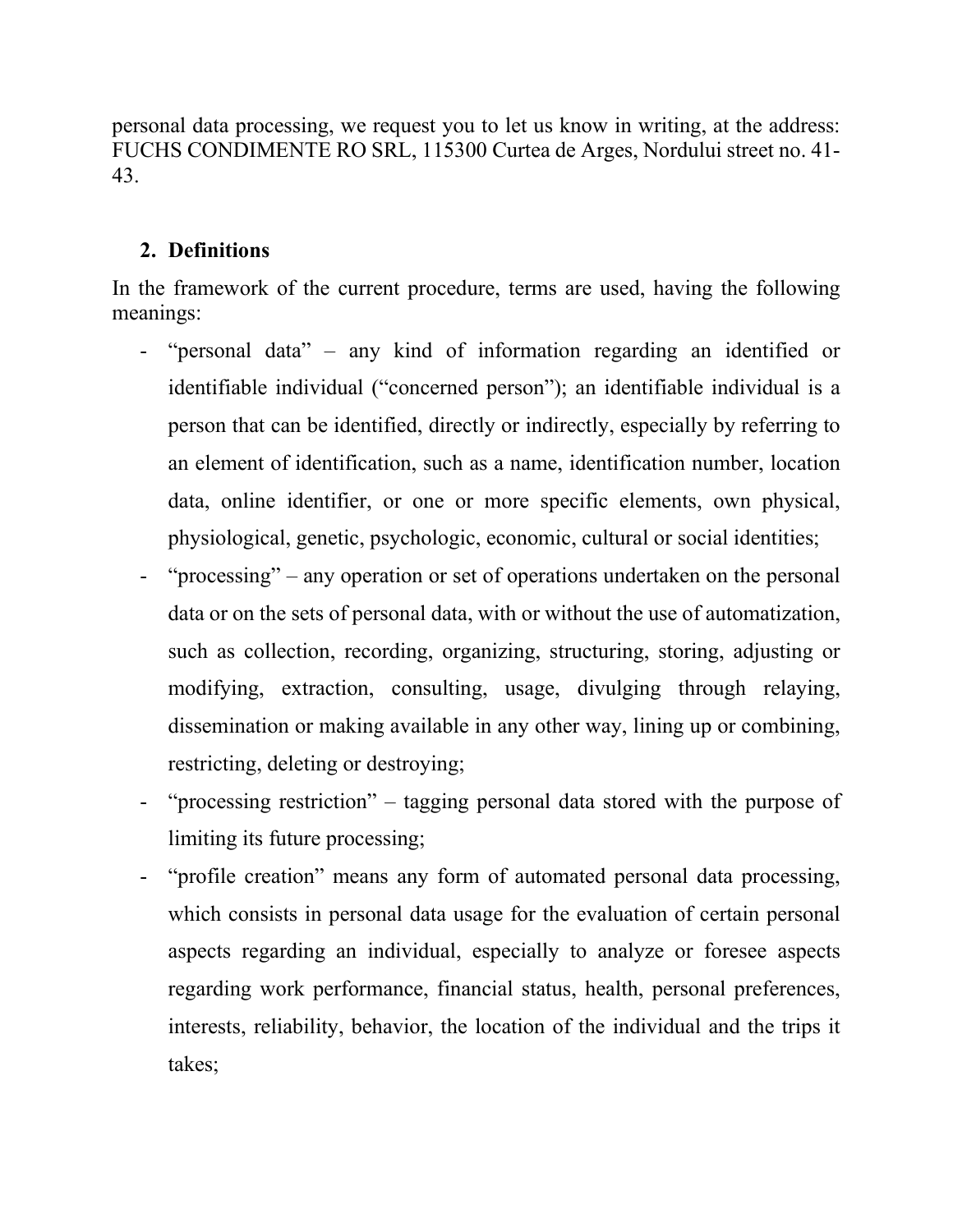personal data processing, we request you to let us know in writing, at the address: FUCHS CONDIMENTE RO SRL, 115300 Curtea de Arges, Nordului street no. 41-43.

## 2. Definitions

In the framework of the current procedure, terms are used, having the following meanings:

- "personal data" – any kind of information regarding an identified or identifiable individual ("concerned person"); an identifiable individual is a person that can be identified, directly or indirectly, especially by referring to an element of identification, such as a name, identification number, location data, online identifier, or one or more specific elements, own physical, physiological, genetic, psychologic, economic, cultural or social identities;
- "processing" – any operation or set of operations undertaken on the personal data or on the sets of personal data, with or without the use of automatization, such as collection, recording, organizing, structuring, storing, adjusting or modifying, extraction, consulting, usage, divulging through relaying, dissemination or making available in any other way, lining up or combining, restricting, deleting or destroying;
- "processing restriction" – tagging personal data stored with the purpose of limiting its future processing;
- "profile creation" means any form of automated personal data processing, which consists in personal data usage for the evaluation of certain personal aspects regarding an individual, especially to analyze or foresee aspects regarding work performance, financial status, health, personal preferences, interests, reliability, behavior, the location of the individual and the trips it takes;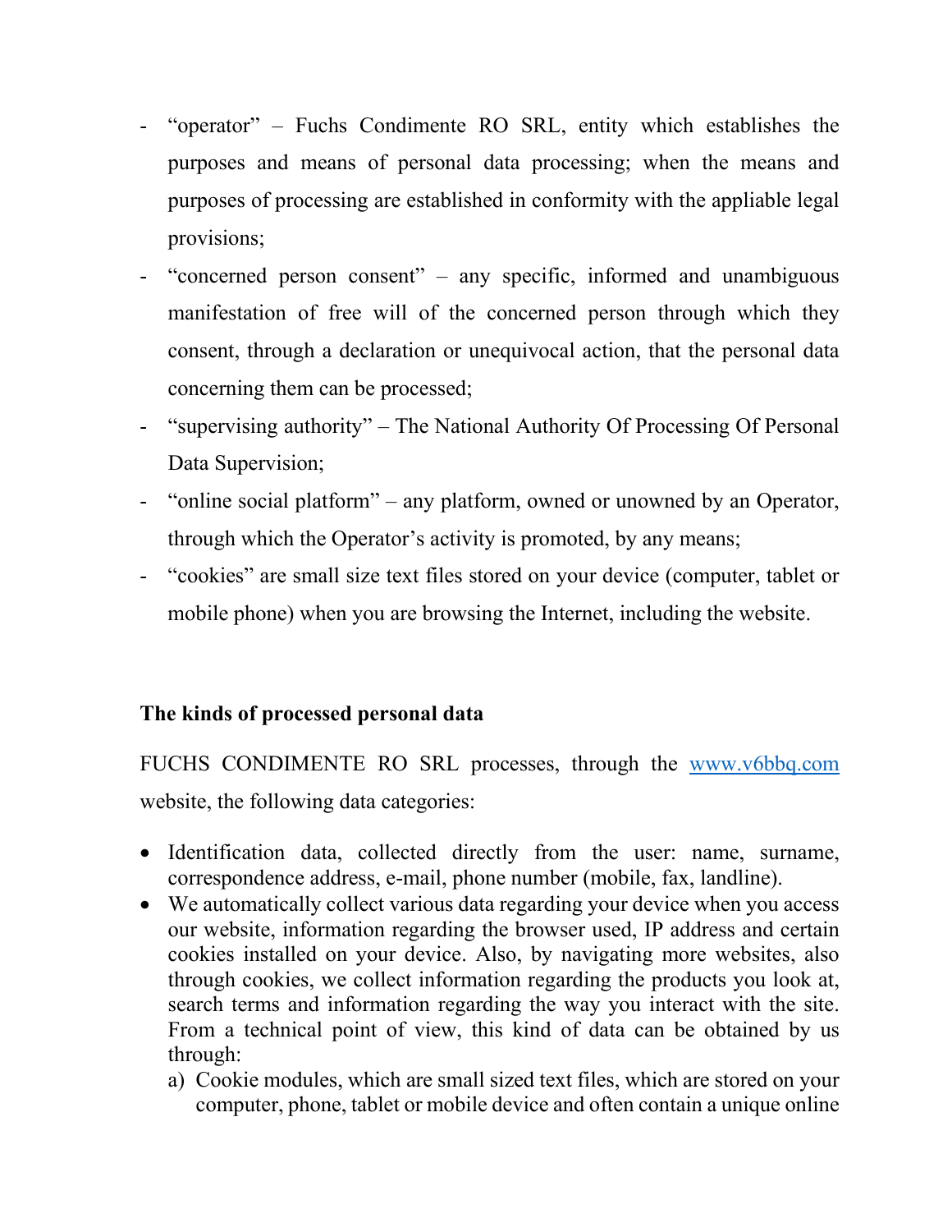- “operator” – Fuchs Condimente RO SRL, entity which establishes the purposes and means of personal data processing; when the means and purposes of processing are established in conformity with the appliable legal provisions;
- “concerned person consent” – any specific, informed and unambiguous manifestation of free will of the concerned person through which they consent, through a declaration or unequivocal action, that the personal data concerning them can be processed;
- “supervising authority” – The National Authority Of Processing Of Personal Data Supervision;
- “online social platform” – any platform, owned or unowned by an Operator, through which the Operator’s activity is promoted, by any means;
- “cookies” are small size text files stored on your device (computer, tablet or mobile phone) when you are browsing the Internet, including the website.

**The kinds of processed personal data**

FUCHS CONDIMENTE RO SRL processes, through the [www.v6bbq.com](http://www.v6bbq.com) website, the following data categories:

- Identification data, collected directly from the user: name, surname, correspondence address, e-mail, phone number (mobile, fax, landline).
- We automatically collect various data regarding your device when you access our website, information regarding the browser used, IP address and certain cookies installed on your device. Also, by navigating more websites, also through cookies, we collect information regarding the products you look at, search terms and information regarding the way you interact with the site. From a technical point of view, this kind of data can be obtained by us through:
  a) Cookie modules, which are small sized text files, which are stored on your computer, phone, tablet or mobile device and often contain a unique online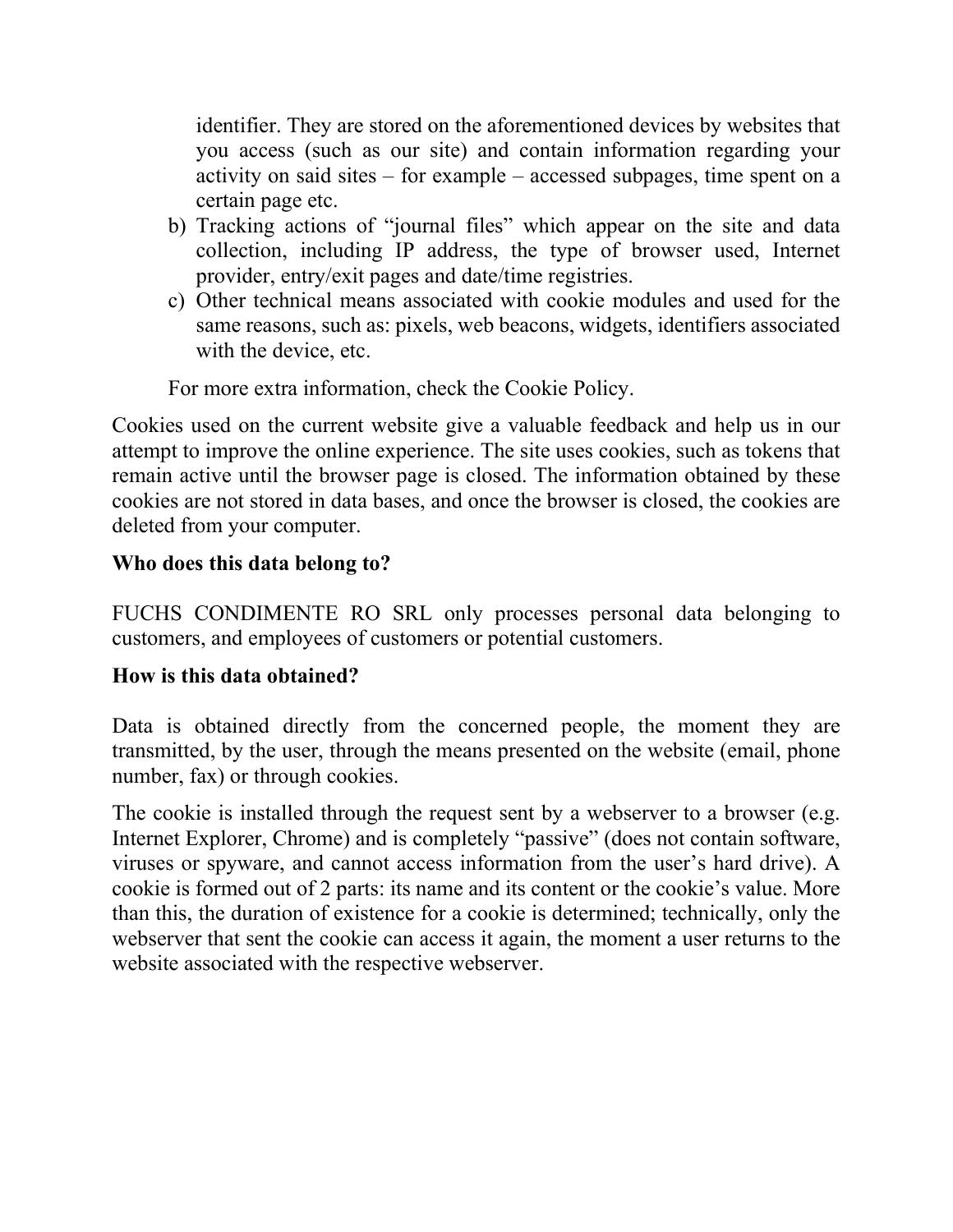identifier. They are stored on the aforementioned devices by websites that you access (such as our site) and contain information regarding your activity on said sites – for example – accessed subpages, time spent on a certain page etc.

b) Tracking actions of "journal files" which appear on the site and data collection, including IP address, the type of browser used, Internet provider, entry/exit pages and date/time registries.
c) Other technical means associated with cookie modules and used for the same reasons, such as: pixels, web beacons, widgets, identifiers associated with the device, etc.

For more extra information, check the Cookie Policy.

Cookies used on the current website give a valuable feedback and help us in our attempt to improve the online experience. The site uses cookies, such as tokens that remain active until the browser page is closed. The information obtained by these cookies are not stored in data bases, and once the browser is closed, the cookies are deleted from your computer.

**Who does this data belong to?**

FUCHS CONDIMENTE RO SRL only processes personal data belonging to customers, and employees of customers or potential customers.

**How is this data obtained?**

Data is obtained directly from the concerned people, the moment they are transmitted, by the user, through the means presented on the website (email, phone number, fax) or through cookies.

The cookie is installed through the request sent by a webserver to a browser (e.g. Internet Explorer, Chrome) and is completely "passive" (does not contain software, viruses or spyware, and cannot access information from the user's hard drive). A cookie is formed out of 2 parts: its name and its content or the cookie's value. More than this, the duration of existence for a cookie is determined; technically, only the webserver that sent the cookie can access it again, the moment a user returns to the website associated with the respective webserver.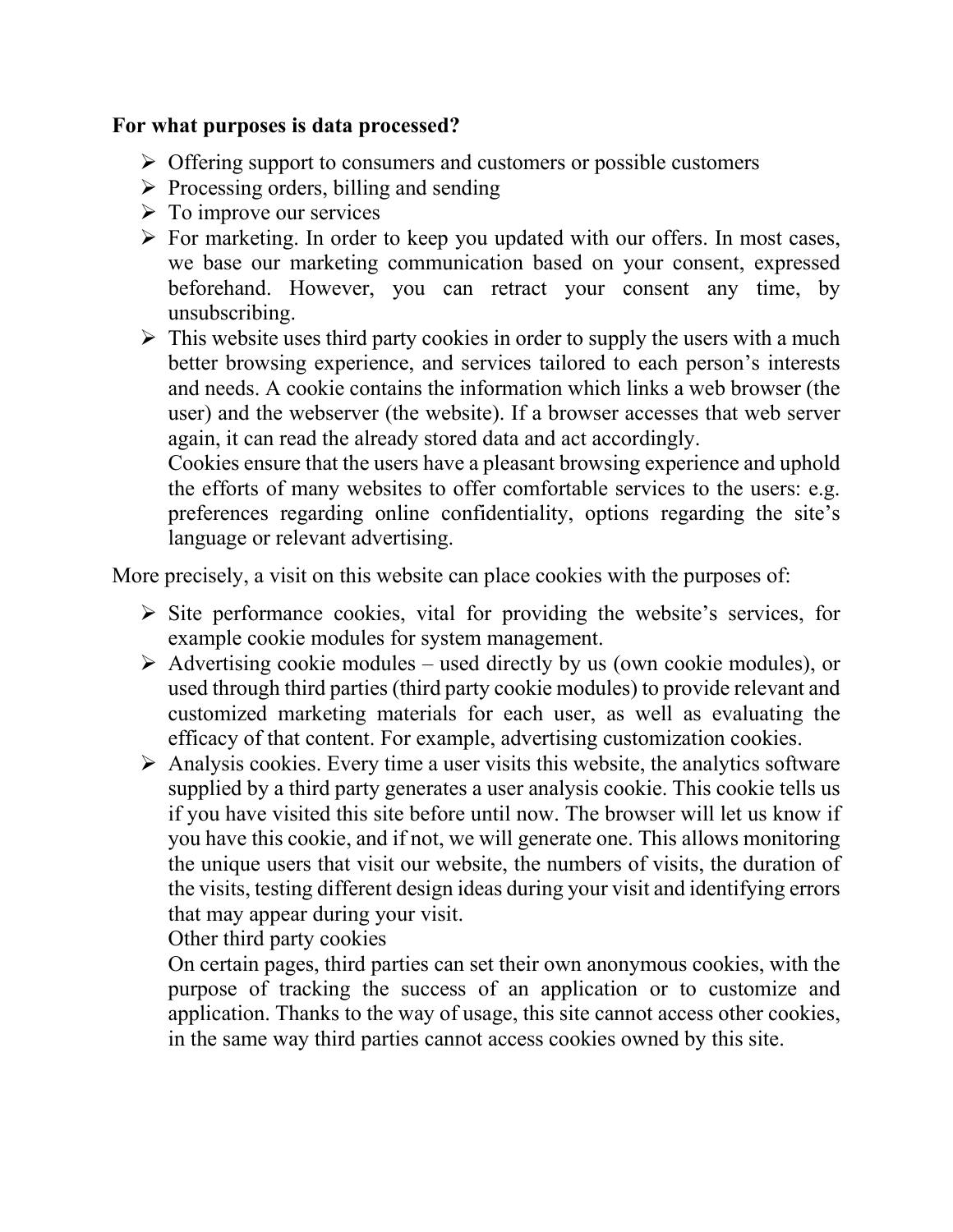**For what purposes is data processed?**

- Offering support to consumers and customers or possible customers
- Processing orders, billing and sending
- To improve our services
- For marketing. In order to keep you updated with our offers. In most cases, we base our marketing communication based on your consent, expressed beforehand. However, you can retract your consent any time, by unsubscribing.
- This website uses third party cookies in order to supply the users with a much better browsing experience, and services tailored to each person's interests and needs. A cookie contains the information which links a web browser (the user) and the webserver (the website). If a browser accesses that web server again, it can read the already stored data and act accordingly.
  Cookies ensure that the users have a pleasant browsing experience and uphold the efforts of many websites to offer comfortable services to the users: e.g. preferences regarding online confidentiality, options regarding the site's language or relevant advertising.

More precisely, a visit on this website can place cookies with the purposes of:

- Site performance cookies, vital for providing the website's services, for example cookie modules for system management.
- Advertising cookie modules – used directly by us (own cookie modules), or used through third parties (third party cookie modules) to provide relevant and customized marketing materials for each user, as well as evaluating the efficacy of that content. For example, advertising customization cookies.
- Analysis cookies. Every time a user visits this website, the analytics software supplied by a third party generates a user analysis cookie. This cookie tells us if you have visited this site before until now. The browser will let us know if you have this cookie, and if not, we will generate one. This allows monitoring the unique users that visit our website, the numbers of visits, the duration of the visits, testing different design ideas during your visit and identifying errors that may appear during your visit.
  Other third party cookies
  On certain pages, third parties can set their own anonymous cookies, with the purpose of tracking the success of an application or to customize and application. Thanks to the way of usage, this site cannot access other cookies, in the same way third parties cannot access cookies owned by this site.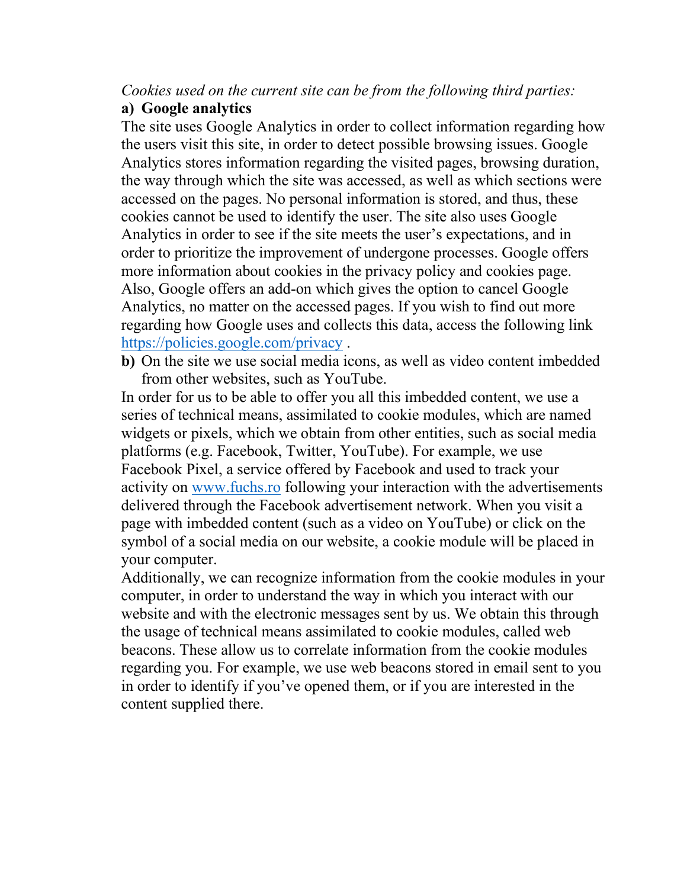*Cookies used on the current site can be from the following third parties:*

**a) Google analytics**

The site uses Google Analytics in order to collect information regarding how the users visit this site, in order to detect possible browsing issues. Google Analytics stores information regarding the visited pages, browsing duration, the way through which the site was accessed, as well as which sections were accessed on the pages. No personal information is stored, and thus, these cookies cannot be used to identify the user. The site also uses Google Analytics in order to see if the site meets the user's expectations, and in order to prioritize the improvement of undergone processes. Google offers more information about cookies in the privacy policy and cookies page. Also, Google offers an add-on which gives the option to cancel Google Analytics, no matter on the accessed pages. If you wish to find out more regarding how Google uses and collects this data, access the following link [https://policies.google.com/privacy](https://policies.google.com/privacy) .

**b)** On the site we use social media icons, as well as video content imbedded from other websites, such as YouTube.

In order for us to be able to offer you all this imbedded content, we use a series of technical means, assimilated to cookie modules, which are named widgets or pixels, which we obtain from other entities, such as social media platforms (e.g. Facebook, Twitter, YouTube). For example, we use Facebook Pixel, a service offered by Facebook and used to track your activity on [www.fuchs.ro](http://www.fuchs.ro) following your interaction with the advertisements delivered through the Facebook advertisement network. When you visit a page with imbedded content (such as a video on YouTube) or click on the symbol of a social media on our website, a cookie module will be placed in your computer.

Additionally, we can recognize information from the cookie modules in your computer, in order to understand the way in which you interact with our website and with the electronic messages sent by us. We obtain this through the usage of technical means assimilated to cookie modules, called web beacons. These allow us to correlate information from the cookie modules regarding you. For example, we use web beacons stored in email sent to you in order to identify if you've opened them, or if you are interested in the content supplied there.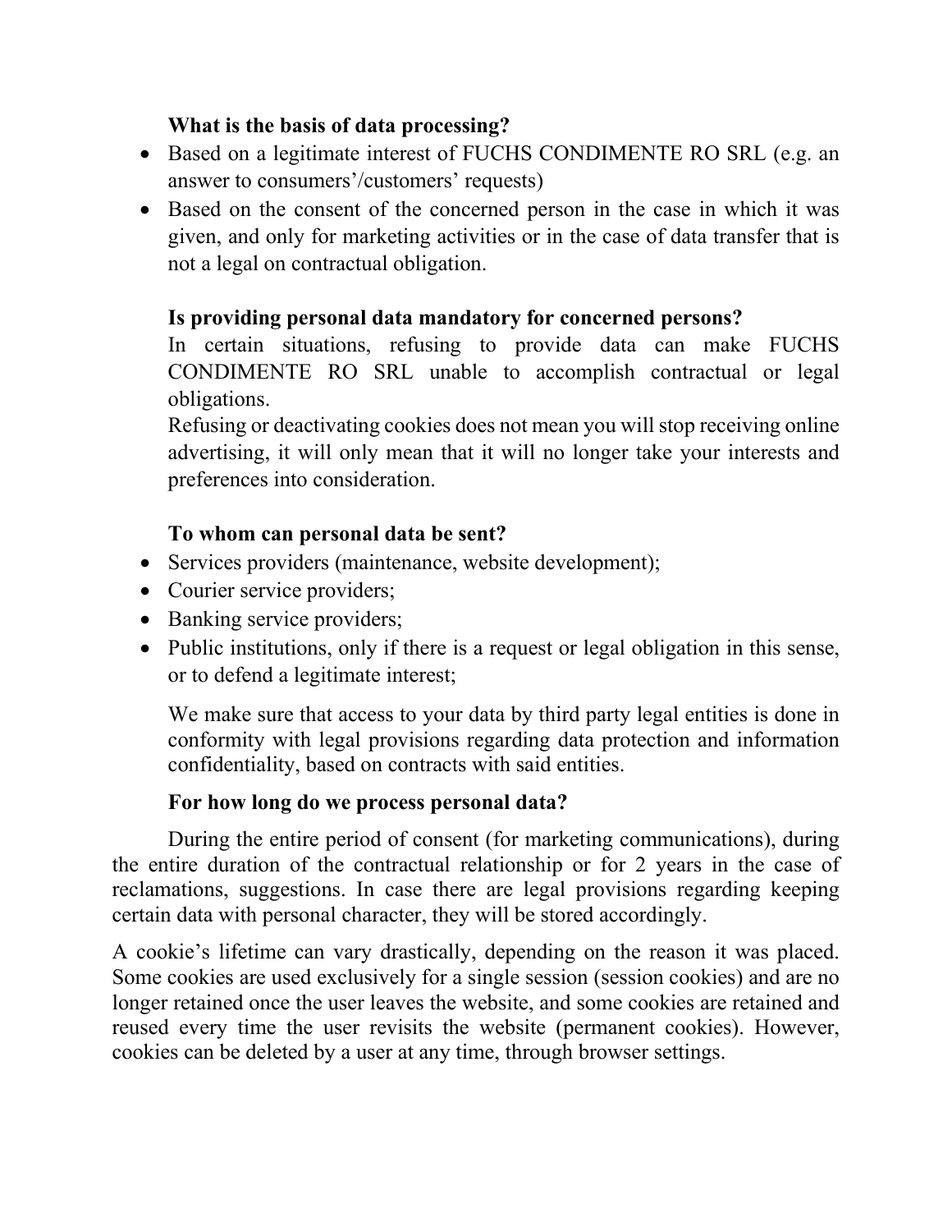**What is the basis of data processing?**

- Based on a legitimate interest of FUCHS CONDIMENTE RO SRL (e.g. an answer to consumers'/customers' requests)
- Based on the consent of the concerned person in the case in which it was given, and only for marketing activities or in the case of data transfer that is not a legal on contractual obligation.

**Is providing personal data mandatory for concerned persons?**

In certain situations, refusing to provide data can make FUCHS CONDIMENTE RO SRL unable to accomplish contractual or legal obligations.

Refusing or deactivating cookies does not mean you will stop receiving online advertising, it will only mean that it will no longer take your interests and preferences into consideration.

**To whom can personal data be sent?**

- Services providers (maintenance, website development);
- Courier service providers;
- Banking service providers;
- Public institutions, only if there is a request or legal obligation in this sense, or to defend a legitimate interest;

We make sure that access to your data by third party legal entities is done in conformity with legal provisions regarding data protection and information confidentiality, based on contracts with said entities.

**For how long do we process personal data?**

During the entire period of consent (for marketing communications), during the entire duration of the contractual relationship or for 2 years in the case of reclamations, suggestions. In case there are legal provisions regarding keeping certain data with personal character, they will be stored accordingly.

A cookie's lifetime can vary drastically, depending on the reason it was placed. Some cookies are used exclusively for a single session (session cookies) and are no longer retained once the user leaves the website, and some cookies are retained and reused every time the user revisits the website (permanent cookies). However, cookies can be deleted by a user at any time, through browser settings.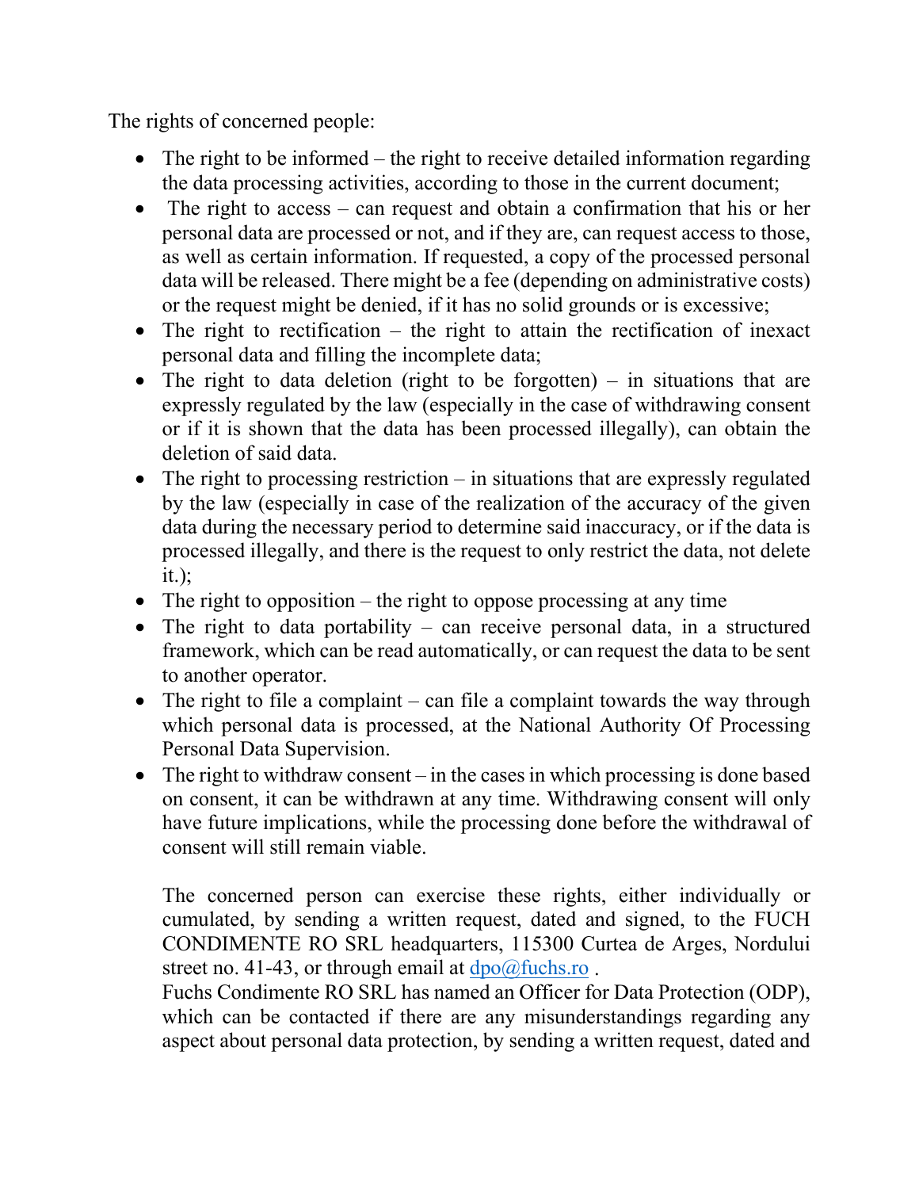The rights of concerned people:

- The right to be informed – the right to receive detailed information regarding the data processing activities, according to those in the current document;
- The right to access – can request and obtain a confirmation that his or her personal data are processed or not, and if they are, can request access to those, as well as certain information. If requested, a copy of the processed personal data will be released. There might be a fee (depending on administrative costs) or the request might be denied, if it has no solid grounds or is excessive;
- The right to rectification – the right to attain the rectification of inexact personal data and filling the incomplete data;
- The right to data deletion (right to be forgotten) – in situations that are expressly regulated by the law (especially in the case of withdrawing consent or if it is shown that the data has been processed illegally), can obtain the deletion of said data.
- The right to processing restriction – in situations that are expressly regulated by the law (especially in case of the realization of the accuracy of the given data during the necessary period to determine said inaccuracy, or if the data is processed illegally, and there is the request to only restrict the data, not delete it.);
- The right to opposition – the right to oppose processing at any time
- The right to data portability – can receive personal data, in a structured framework, which can be read automatically, or can request the data to be sent to another operator.
- The right to file a complaint – can file a complaint towards the way through which personal data is processed, at the National Authority Of Processing Personal Data Supervision.
- The right to withdraw consent – in the cases in which processing is done based on consent, it can be withdrawn at any time. Withdrawing consent will only have future implications, while the processing done before the withdrawal of consent will still remain viable.

The concerned person can exercise these rights, either individually or cumulated, by sending a written request, dated and signed, to the FUCH CONDIMENTE RO SRL headquarters, 115300 Curtea de Arges, Nordului street no. 41-43, or through email at dpo@fuchs.ro .

Fuchs Condimente RO SRL has named an Officer for Data Protection (ODP), which can be contacted if there are any misunderstandings regarding any aspect about personal data protection, by sending a written request, dated and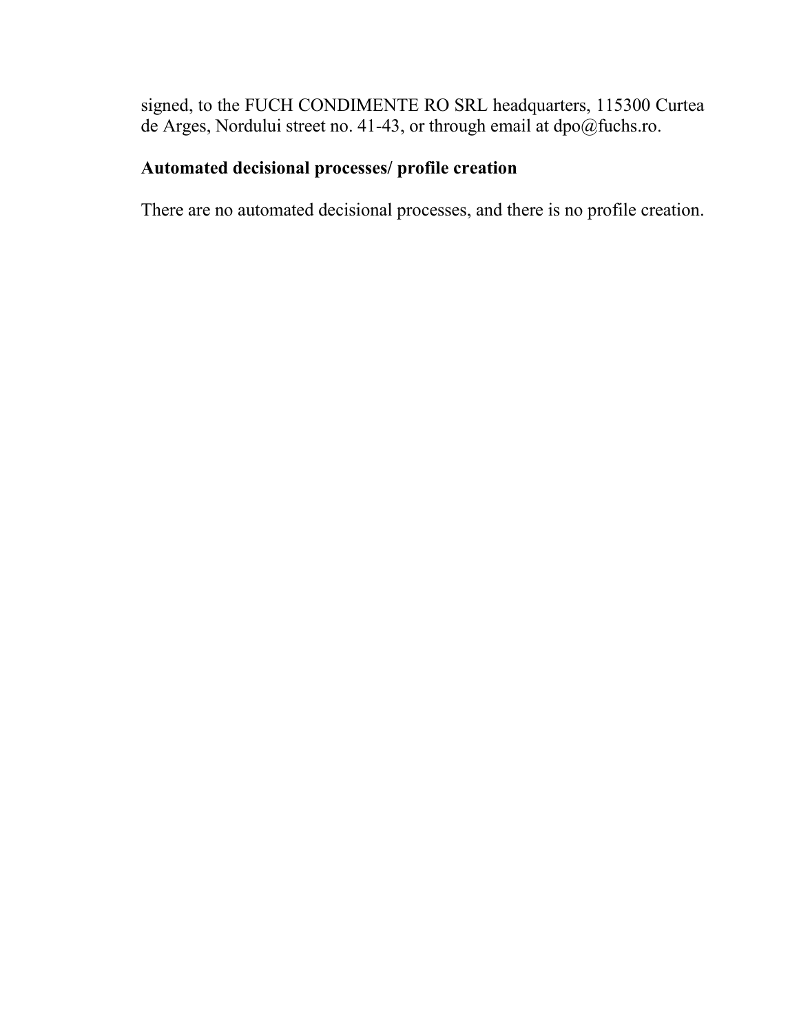signed, to the FUCH CONDIMENTE RO SRL headquarters, 115300 Curtea de Arges, Nordului street no. 41-43, or through email at dpo@fuchs.ro.

**Automated decisional processes/ profile creation**

There are no automated decisional processes, and there is no profile creation.